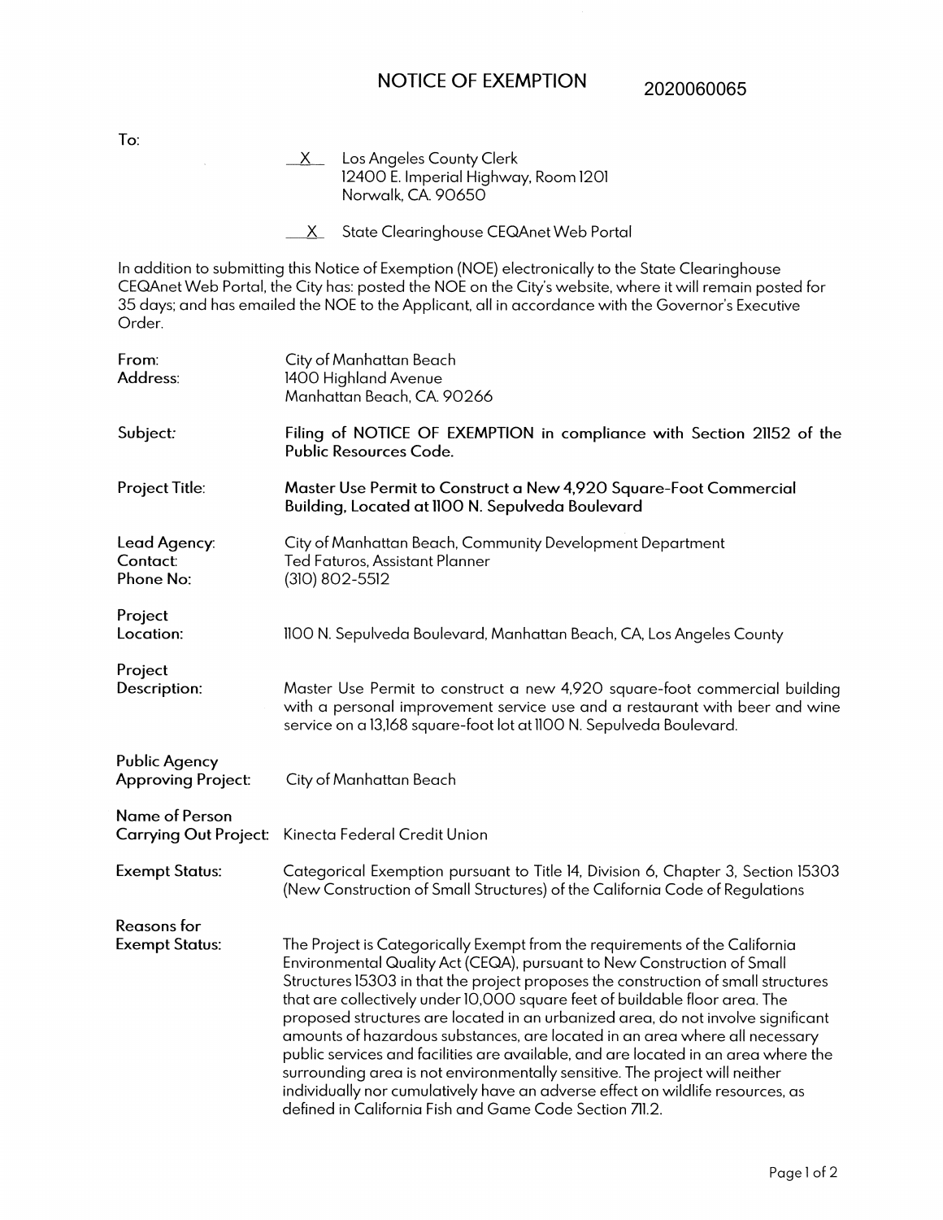# NOTICE OF EXEMPTION 2020060065

To:

X Los Angeles County Clerk
12400 E. Imperial Highway, Room 1201
Norwalk, CA. 90650

X State Clearinghouse CEQAnet Web Portal

In addition to submitting this Notice of Exemption (NOE) electronically to the State Clearinghouse CEQAnet Web Portal, the City has: posted the NOE on the City's website, where it will remain posted for 35 days; and has emailed the NOE to the Applicant, all in accordance with the Governor's Executive Order.

| | |
|---|---|
| From: Address: | City of Manhattan Beach<br>1400 Highland Avenue<br>Manhattan Beach, CA. 90266 |
| Subject: | **Filing of NOTICE OF EXEMPTION in compliance with Section 21152 of the Public Resources Code.** |
| Project Title: | **Master Use Permit to Construct a New 4,920 Square-Foot Commercial Building, Located at 1100 N. Sepulveda Boulevard** |
| Lead Agency: Contact: Phone No: | City of Manhattan Beach, Community Development Department<br>Ted Faturos, Assistant Planner<br>(310) 802-5512 |
| Project Location: | 1100 N. Sepulveda Boulevard, Manhattan Beach, CA, Los Angeles County |
| Project Description: | Master Use Permit to construct a new 4,920 square-foot commercial building with a personal improvement service use and a restaurant with beer and wine service on a 13,168 square-foot lot at 1100 N. Sepulveda Boulevard. |
| Public Agency Approving Project: | City of Manhattan Beach |
| Name of Person Carrying Out Project: | Kinecta Federal Credit Union |
| Exempt Status: | Categorical Exemption pursuant to Title 14, Division 6, Chapter 3, Section 15303 (New Construction of Small Structures) of the California Code of Regulations |
| Reasons for Exempt Status: | The Project is Categorically Exempt from the requirements of the California Environmental Quality Act (CEQA), pursuant to New Construction of Small Structures 15303 in that the project proposes the construction of small structures that are collectively under 10,000 square feet of buildable floor area. The proposed structures are located in an urbanized area, do not involve significant amounts of hazardous substances, are located in an area where all necessary public services and facilities are available, and are located in an area where the surrounding area is not environmentally sensitive. The project will neither individually nor cumulatively have an adverse effect on wildlife resources, as defined in California Fish and Game Code Section 711.2. |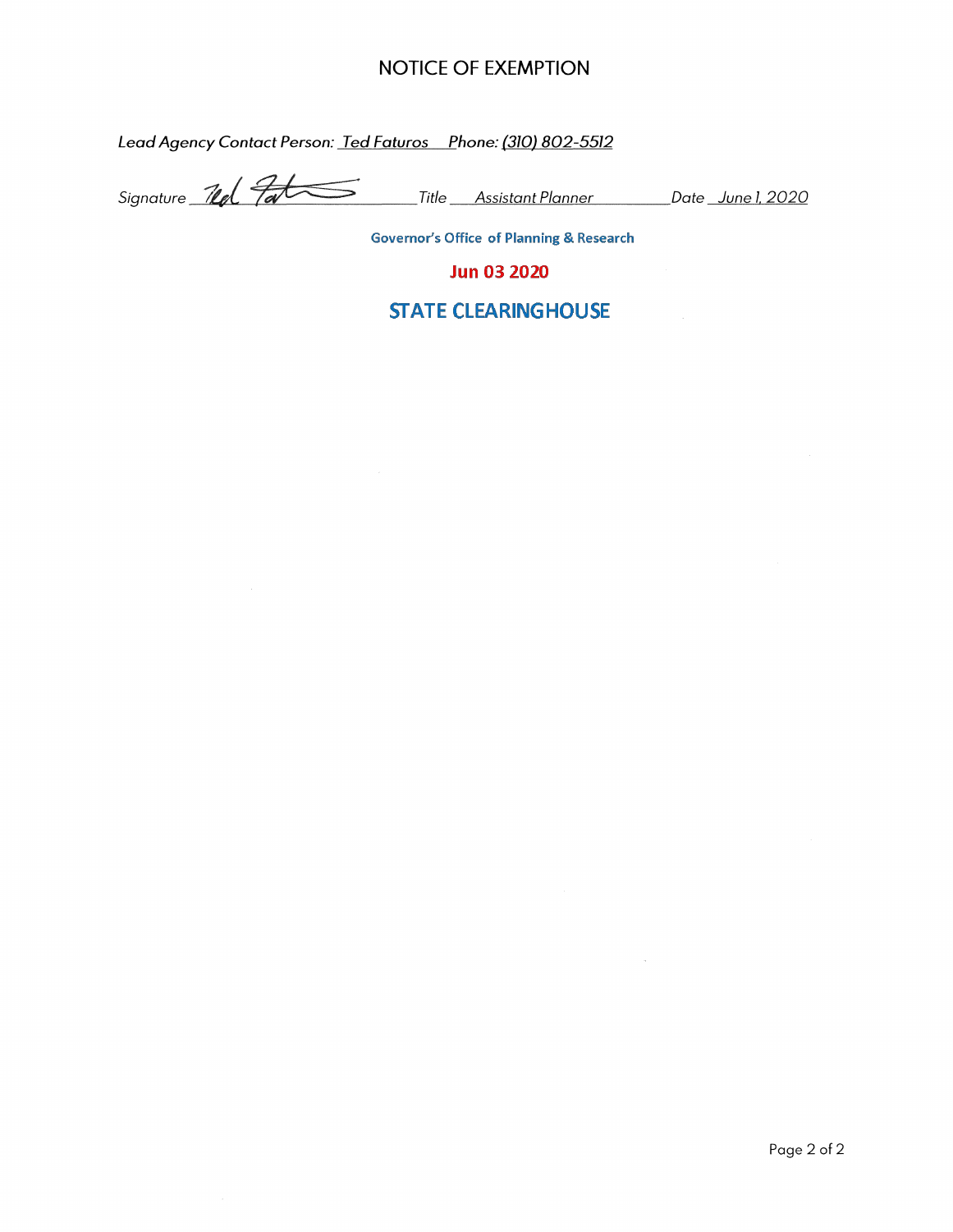# NOTICE OF EXEMPTION

*Lead Agency Contact Person:* *Ted Faturos* *Phone:* *(310) 802-5512*

*Signature* ___________ *Title* *Assistant Planner* *Date* *June 1, 2020*

Governor's Office of Planning & Research

Jun 03 2020

STATE CLEARINGHOUSE